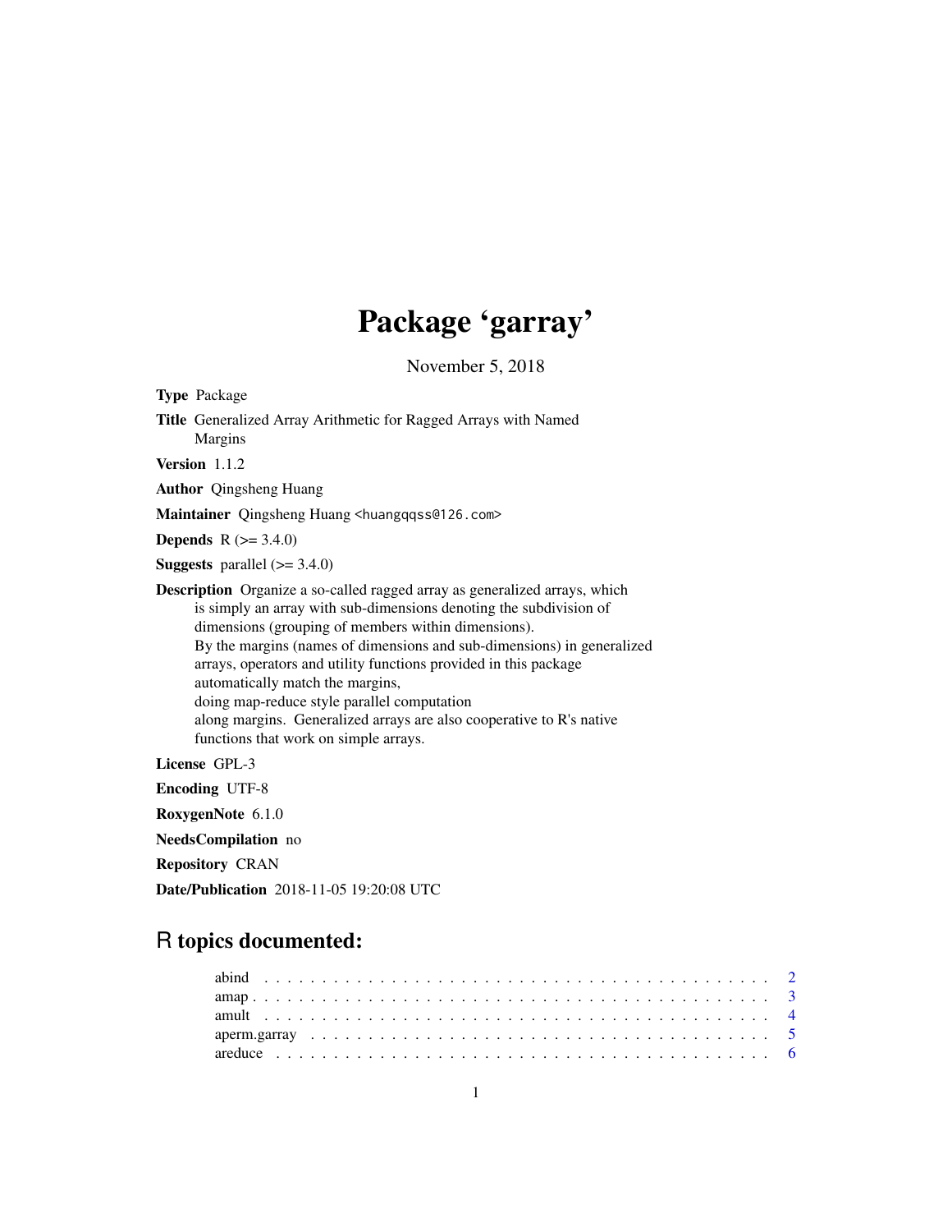# Package 'garray'

November 5, 2018

**Type** Package

**Title** Generalized Array Arithmetic for Ragged Arrays with Named Margins

**Version** 1.1.2

**Author** Qingsheng Huang

**Maintainer** Qingsheng Huang <huangqqss@126.com>

**Depends** R (>= 3.4.0)

**Suggests** parallel (>= 3.4.0)

**Description** Organize a so-called ragged array as generalized arrays, which is simply an array with sub-dimensions denoting the subdivision of dimensions (grouping of members within dimensions). By the margins (names of dimensions and sub-dimensions) in generalized arrays, operators and utility functions provided in this package automatically match the margins, doing map-reduce style parallel computation along margins. Generalized arrays are also cooperative to R's native functions that work on simple arrays.

**License** GPL-3

**Encoding** UTF-8

**RoxygenNote** 6.1.0

**NeedsCompilation** no

**Repository** CRAN

**Date/Publication** 2018-11-05 19:20:08 UTC

## R topics documented:

| | |
|---|---|
| abind | 2 |
| amap | 3 |
| amult | 4 |
| aperm.garray | 5 |
| areduce | 6 |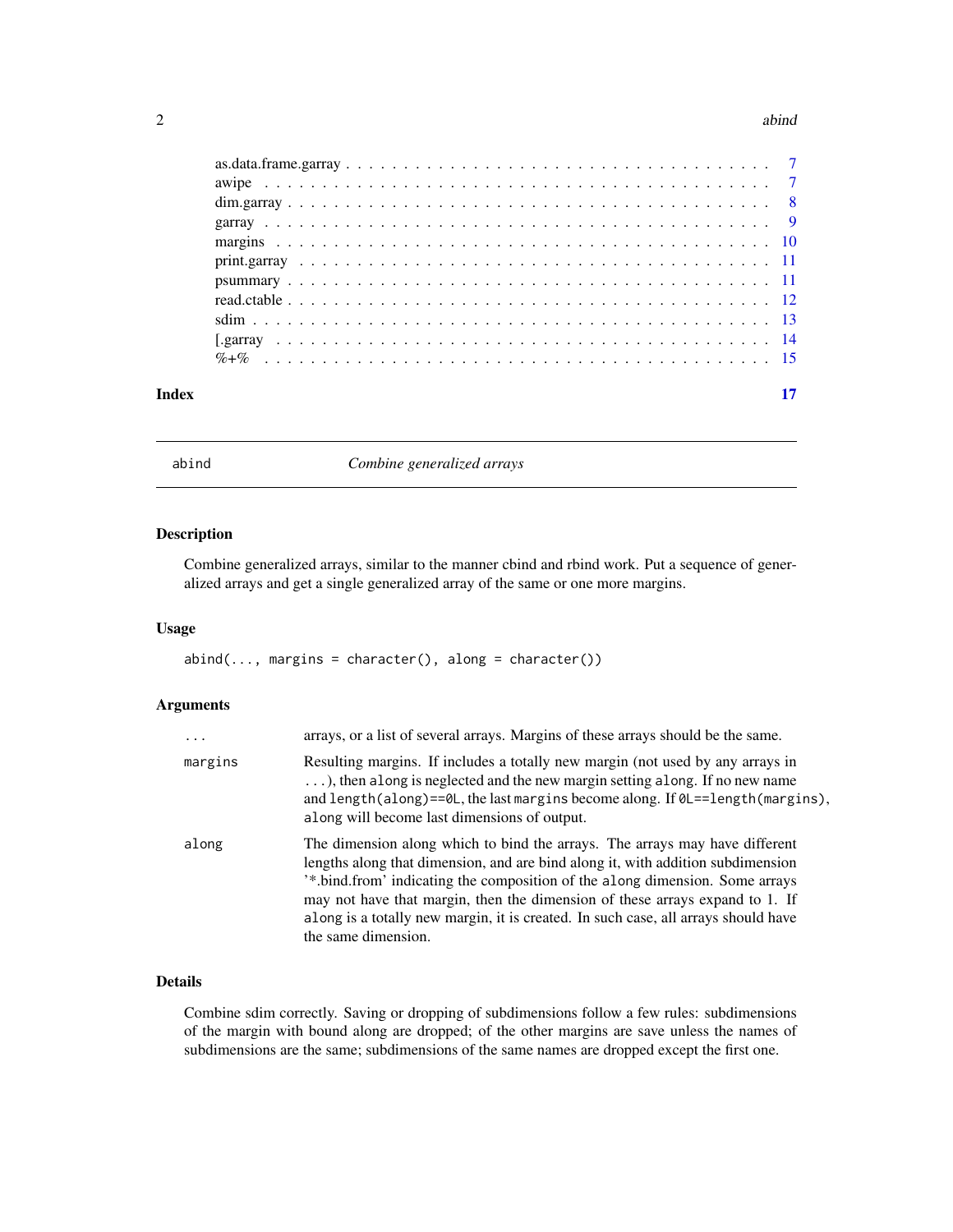| | |
|---|---|
| as.data.frame.garray | 7 |
| awipe | 7 |
| dim.garray | 8 |
| garray | 9 |
| margins | 10 |
| print.garray | 11 |
| psummary | 11 |
| read.ctable | 12 |
| sdim | 13 |
| [.garray | 14 |
| %+% | 15 |

**Index** 17

---

## abind — *Combine generalized arrays*

### Description

Combine generalized arrays, similar to the manner cbind and rbind work. Put a sequence of generalized arrays and get a single generalized array of the same or one more margins.

### Usage

```
abind(..., margins = character(), along = character())
```

### Arguments

| | |
|---|---|
| `...` | arrays, or a list of several arrays. Margins of these arrays should be the same. |
| `margins` | Resulting margins. If includes a totally new margin (not used by any arrays in `...`), then `along` is neglected and the new margin setting `along`. If no new name and `length(along)==0L`, the last `margins` become along. If `0L==length(margins)`, `along` will become last dimensions of output. |
| `along` | The dimension along which to bind the arrays. The arrays may have different lengths along that dimension, and are bind along it, with addition subdimension '*.bind.from' indicating the composition of the `along` dimension. Some arrays may not have that margin, then the dimension of these arrays expand to 1. If `along` is a totally new margin, it is created. In such case, all arrays should have the same dimension. |

### Details

Combine sdim correctly. Saving or dropping of subdimensions follow a few rules: subdimensions of the margin with bound along are dropped; of the other margins are save unless the names of subdimensions are the same; subdimensions of the same names are dropped except the first one.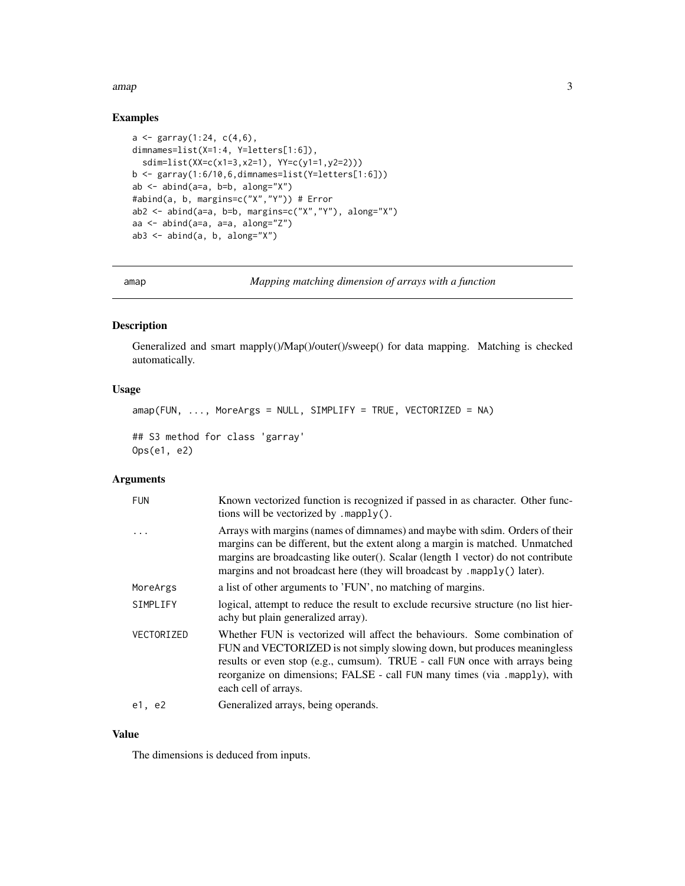## Examples

```
a <- garray(1:24, c(4,6),
dimnames=list(X=1:4, Y=letters[1:6]),
  sdim=list(XX=c(x1=3,x2=1), YY=c(y1=1,y2=2)))
b <- garray(1:6/10,6,dimnames=list(Y=letters[1:6]))
ab <- abind(a=a, b=b, along="X")
#abind(a, b, margins=c("X","Y")) # Error
ab2 <- abind(a=a, b=b, margins=c("X","Y"), along="X")
aa <- abind(a=a, a=a, along="Z")
ab3 <- abind(a, b, along="X")
```

---

# amap — *Mapping matching dimension of arrays with a function*

## Description

Generalized and smart mapply()/Map()/outer()/sweep() for data mapping. Matching is checked automatically.

## Usage

```
amap(FUN, ..., MoreArgs = NULL, SIMPLIFY = TRUE, VECTORIZED = NA)

## S3 method for class 'garray'
Ops(e1, e2)
```

## Arguments

| | |
|---|---|
| FUN | Known vectorized function is recognized if passed in as character. Other functions will be vectorized by `.mapply()`. |
| ... | Arrays with margins (names of dimnames) and maybe with sdim. Orders of their margins can be different, but the extent along a margin is matched. Unmatched margins are broadcasting like outer(). Scalar (length 1 vector) do not contribute margins and not broadcast here (they will broadcast by `.mapply()` later). |
| MoreArgs | a list of other arguments to 'FUN', no matching of margins. |
| SIMPLIFY | logical, attempt to reduce the result to exclude recursive structure (no list hierachy but plain generalized array). |
| VECTORIZED | Whether FUN is vectorized will affect the behaviours. Some combination of FUN and VECTORIZED is not simply slowing down, but produces meaningless results or even stop (e.g., cumsum). TRUE - call `FUN` once with arrays being reorganize on dimensions; FALSE - call `FUN` many times (via `.mapply`), with each cell of arrays. |
| e1, e2 | Generalized arrays, being operands. |

## Value

The dimensions is deduced from inputs.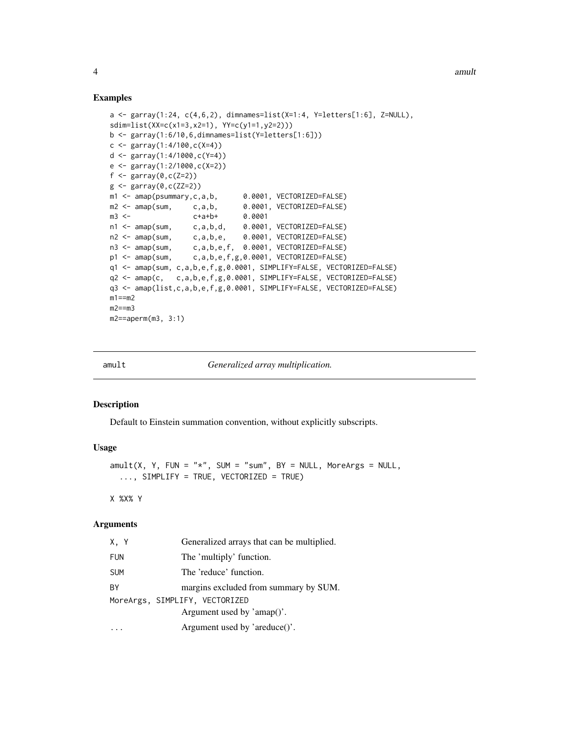## Examples

```
a <- garray(1:24, c(4,6,2), dimnames=list(X=1:4, Y=letters[1:6], Z=NULL),
sdim=list(XX=c(x1=3,x2=1), YY=c(y1=1,y2=2)))
b <- garray(1:6/10,6,dimnames=list(Y=letters[1:6]))
c <- garray(1:4/100,c(X=4))
d <- garray(1:4/1000,c(Y=4))
e <- garray(1:2/1000,c(X=2))
f <- garray(0,c(Z=2))
g <- garray(0,c(ZZ=2))
m1 <- amap(psummary,c,a,b,      0.0001, VECTORIZED=FALSE)
m2 <- amap(sum,     c,a,b,      0.0001, VECTORIZED=FALSE)
m3 <-               c+a+b+      0.0001
n1 <- amap(sum,     c,a,b,d,    0.0001, VECTORIZED=FALSE)
n2 <- amap(sum,     c,a,b,e,    0.0001, VECTORIZED=FALSE)
n3 <- amap(sum,     c,a,b,e,f,  0.0001, VECTORIZED=FALSE)
p1 <- amap(sum,     c,a,b,e,f,g,0.0001, VECTORIZED=FALSE)
q1 <- amap(sum, c,a,b,e,f,g,0.0001, SIMPLIFY=FALSE, VECTORIZED=FALSE)
q2 <- amap(c,   c,a,b,e,f,g,0.0001, SIMPLIFY=FALSE, VECTORIZED=FALSE)
q3 <- amap(list,c,a,b,e,f,g,0.0001, SIMPLIFY=FALSE, VECTORIZED=FALSE)
m1==m2
m2==m3
m2==aperm(m3, 3:1)
```

---

# amult — *Generalized array multiplication.*

## Description

Default to Einstein summation convention, without explicitly subscripts.

## Usage

```
amult(X, Y, FUN = "*", SUM = "sum", BY = NULL, MoreArgs = NULL,
  ..., SIMPLIFY = TRUE, VECTORIZED = TRUE)

X %X% Y
```

## Arguments

| | |
|---|---|
| X, Y | Generalized arrays that can be multiplied. |
| FUN | The 'multiply' function. |
| SUM | The 'reduce' function. |
| BY | margins excluded from summary by SUM. |
| MoreArgs, SIMPLIFY, VECTORIZED | Argument used by 'amap()'. |
| ... | Argument used by 'areduce()'. |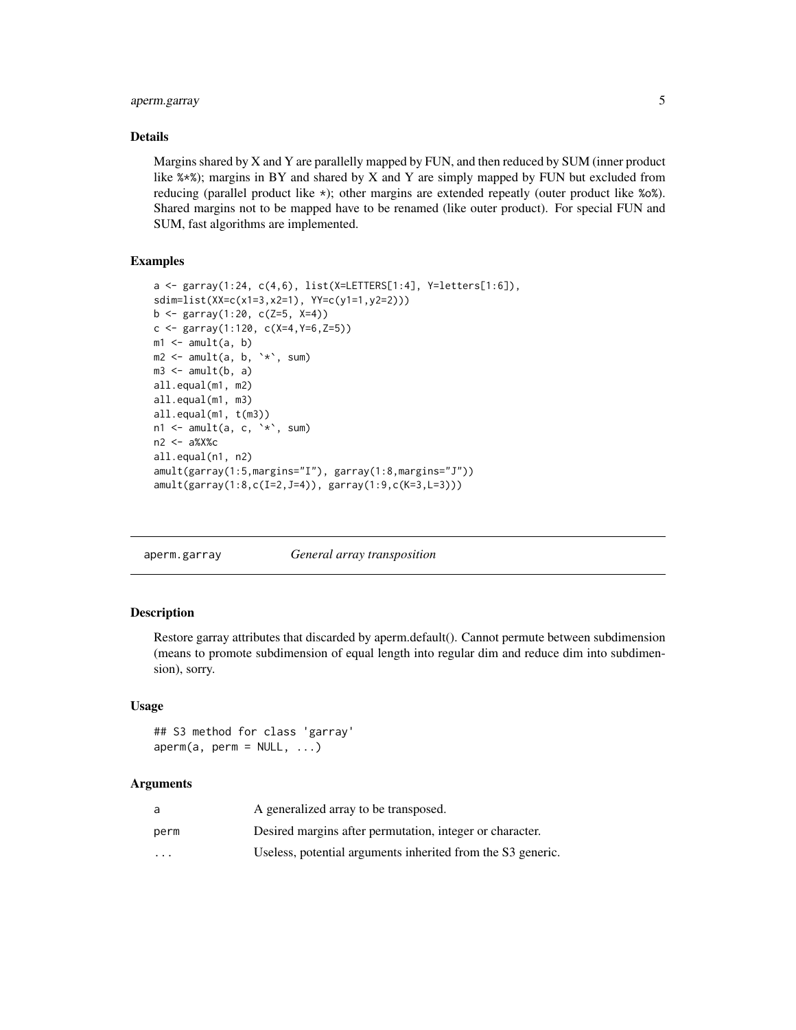### Details

Margins shared by X and Y are parallelly mapped by FUN, and then reduced by SUM (inner product like %*%); margins in BY and shared by X and Y are simply mapped by FUN but excluded from reducing (parallel product like *); other margins are extended repeatly (outer product like %o%). Shared margins not to be mapped have to be renamed (like outer product). For special FUN and SUM, fast algorithms are implemented.

### Examples

```
a <- garray(1:24, c(4,6), list(X=LETTERS[1:4], Y=letters[1:6]),
sdim=list(XX=c(x1=3,x2=1), YY=c(y1=1,y2=2)))
b <- garray(1:20, c(Z=5, X=4))
c <- garray(1:120, c(X=4,Y=6,Z=5))
m1 <- amult(a, b)
m2 <- amult(a, b, `*`, sum)
m3 <- amult(b, a)
all.equal(m1, m2)
all.equal(m1, m3)
all.equal(m1, t(m3))
n1 <- amult(a, c, `*`, sum)
n2 <- a%X%c
all.equal(n1, n2)
amult(garray(1:5,margins="I"), garray(1:8,margins="J"))
amult(garray(1:8,c(I=2,J=4)), garray(1:9,c(K=3,L=3)))
```

---

## aperm.garray — *General array transposition*

### Description

Restore garray attributes that discarded by aperm.default(). Cannot permute between subdimension (means to promote subdimension of equal length into regular dim and reduce dim into subdimension), sorry.

### Usage

```
## S3 method for class 'garray'
aperm(a, perm = NULL, ...)
```

### Arguments

| | |
|---|---|
| a | A generalized array to be transposed. |
| perm | Desired margins after permutation, integer or character. |
| ... | Useless, potential arguments inherited from the S3 generic. |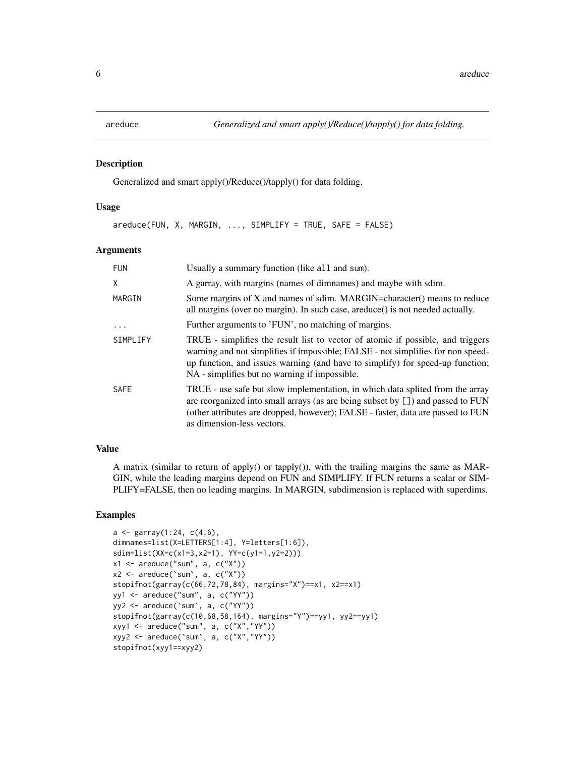# areduce — *Generalized and smart apply()/Reduce()/tapply() for data folding.*

## Description

Generalized and smart apply()/Reduce()/tapply() for data folding.

## Usage

```
areduce(FUN, X, MARGIN, ..., SIMPLIFY = TRUE, SAFE = FALSE)
```

## Arguments

| | |
|---|---|
| FUN | Usually a summary function (like all and sum). |
| X | A garray, with margins (names of dimnames) and maybe with sdim. |
| MARGIN | Some margins of X and names of sdim. MARGIN=character() means to reduce all margins (over no margin). In such case, areduce() is not needed actually. |
| ... | Further arguments to 'FUN', no matching of margins. |
| SIMPLIFY | TRUE - simplifies the result list to vector of atomic if possible, and triggers warning and not simplifies if impossible; FALSE - not simplifies for non speed-up function, and issues warning (and have to simplify) for speed-up function; NA - simplifies but no warning if impossible. |
| SAFE | TRUE - use safe but slow implementation, in which data splited from the array are reorganized into small arrays (as are being subset by []) and passed to FUN (other attributes are dropped, however); FALSE - faster, data are passed to FUN as dimension-less vectors. |

## Value

A matrix (similar to return of apply() or tapply()), with the trailing margins the same as MARGIN, while the leading margins depend on FUN and SIMPLIFY. If FUN returns a scalar or SIMPLIFY=FALSE, then no leading margins. In MARGIN, subdimension is replaced with superdims.

## Examples

```
a <- garray(1:24, c(4,6),
dimnames=list(X=LETTERS[1:4], Y=letters[1:6]),
sdim=list(XX=c(x1=3,x2=1), YY=c(y1=1,y2=2)))
x1 <- areduce("sum", a, c("X"))
x2 <- areduce(`sum`, a, c("X"))
stopifnot(garray(c(66,72,78,84), margins="X")==x1, x2==x1)
yy1 <- areduce("sum", a, c("YY"))
yy2 <- areduce(`sum`, a, c("YY"))
stopifnot(garray(c(10,68,58,164), margins="Y")==yy1, yy2==yy1)
xyy1 <- areduce("sum", a, c("X","YY"))
xyy2 <- areduce(`sum`, a, c("X","YY"))
stopifnot(xyy1==xyy2)
```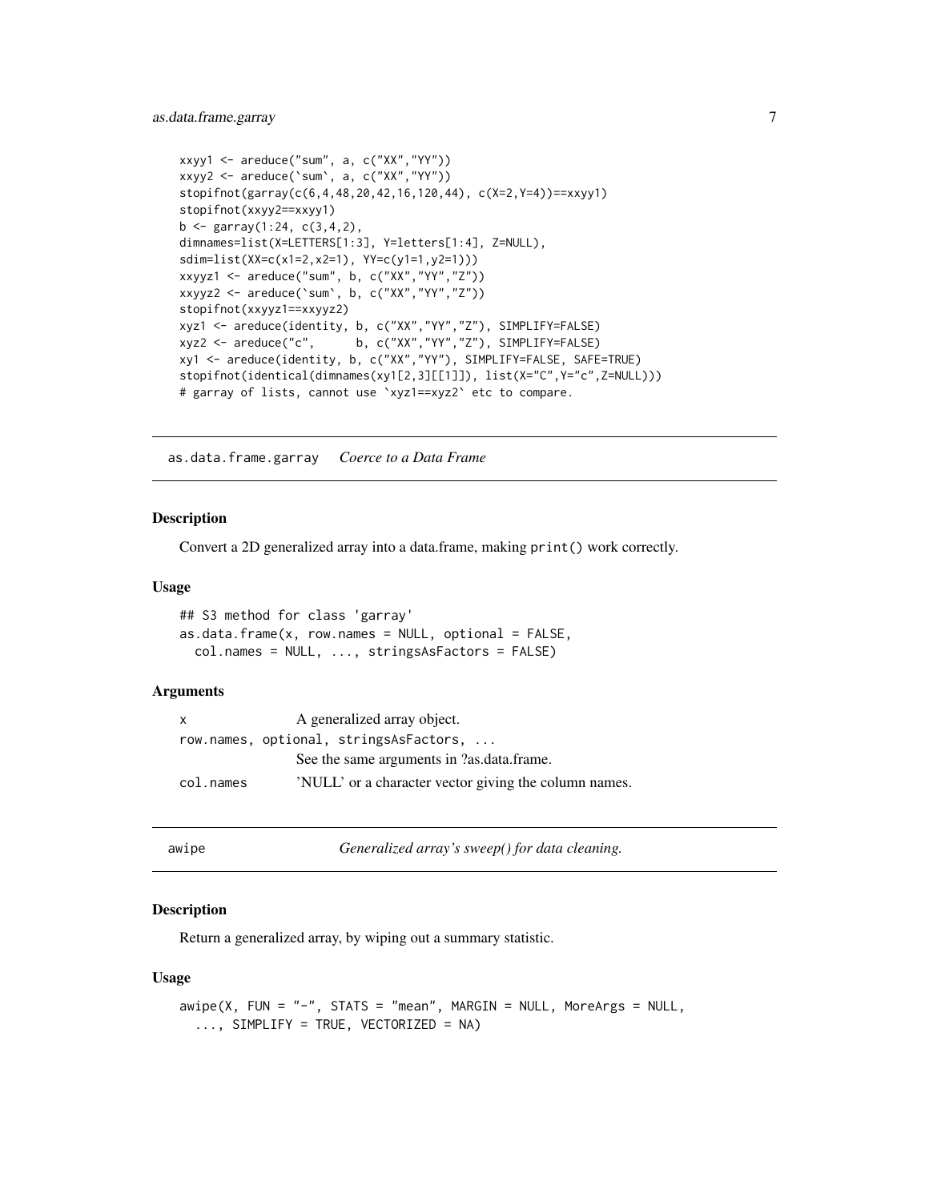```
xxyy1 <- areduce("sum", a, c("XX","YY"))
xxyy2 <- areduce(`sum`, a, c("XX","YY"))
stopifnot(garray(c(6,4,48,20,42,16,120,44), c(X=2,Y=4))==xxyy1)
stopifnot(xxyy2==xxyy1)
b <- garray(1:24, c(3,4,2),
dimnames=list(X=LETTERS[1:3], Y=letters[1:4], Z=NULL),
sdim=list(XX=c(x1=2,x2=1), YY=c(y1=1,y2=1)))
xxyyz1 <- areduce("sum", b, c("XX","YY","Z"))
xxyyz2 <- areduce(`sum`, b, c("XX","YY","Z"))
stopifnot(xxyyz1==xxyyz2)
xyz1 <- areduce(identity, b, c("XX","YY","Z"), SIMPLIFY=FALSE)
xyz2 <- areduce("c",      b, c("XX","YY","Z"), SIMPLIFY=FALSE)
xy1 <- areduce(identity, b, c("XX","YY"), SIMPLIFY=FALSE, SAFE=TRUE)
stopifnot(identical(dimnames(xy1[2,3][[1]]), list(X="C",Y="c",Z=NULL)))
# garray of lists, cannot use `xyz1==xyz2` etc to compare.
```

## as.data.frame.garray *Coerce to a Data Frame*

### Description

Convert a 2D generalized array into a data.frame, making `print()` work correctly.

### Usage

```
## S3 method for class 'garray'
as.data.frame(x, row.names = NULL, optional = FALSE,
  col.names = NULL, ..., stringsAsFactors = FALSE)
```

### Arguments

| | |
|---|---|
| `x` | A generalized array object. |
| `row.names, optional, stringsAsFactors, ...` | See the same arguments in ?as.data.frame. |
| `col.names` | 'NULL' or a character vector giving the column names. |

## awipe *Generalized array's sweep() for data cleaning.*

### Description

Return a generalized array, by wiping out a summary statistic.

### Usage

```
awipe(X, FUN = "-", STATS = "mean", MARGIN = NULL, MoreArgs = NULL,
  ..., SIMPLIFY = TRUE, VECTORIZED = NA)
```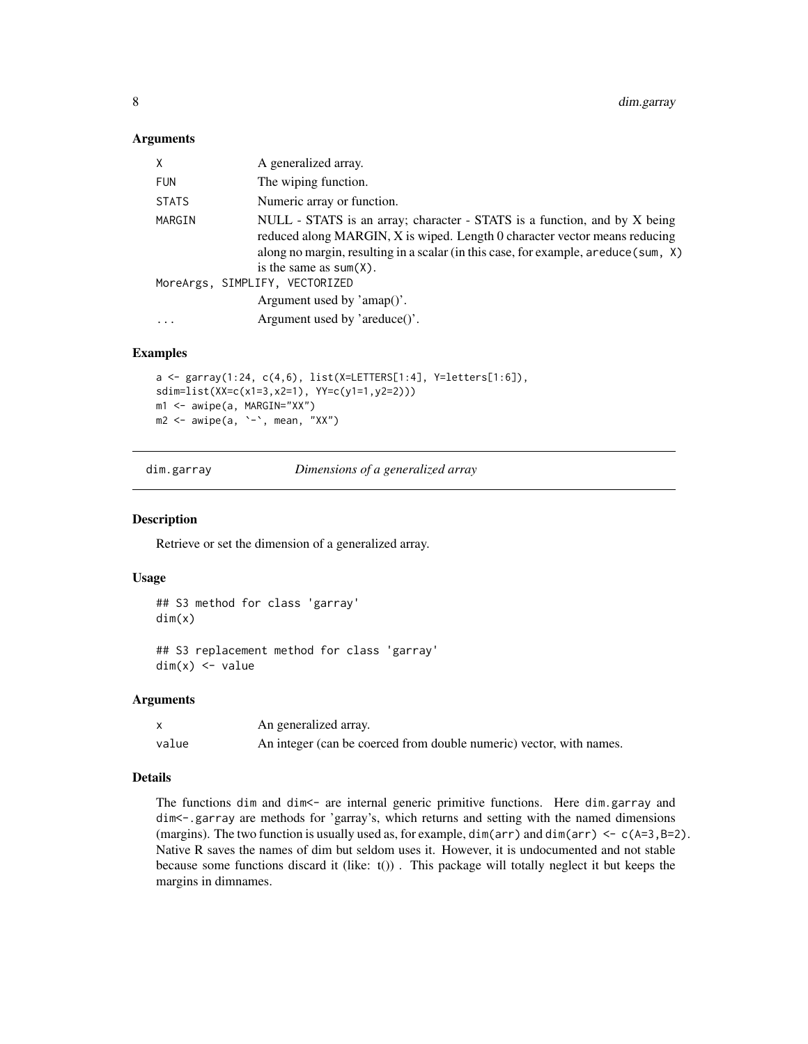### Arguments

| | |
|---|---|
| X | A generalized array. |
| FUN | The wiping function. |
| STATS | Numeric array or function. |
| MARGIN | NULL - STATS is an array; character - STATS is a function, and by X being reduced along MARGIN, X is wiped. Length 0 character vector means reducing along no margin, resulting in a scalar (in this case, for example, `areduce(sum, X)` is the same as `sum(X)`. |
| MoreArgs, SIMPLIFY, VECTORIZED | Argument used by 'amap()'. |
| ... | Argument used by 'areduce()'. |

### Examples

```
a <- garray(1:24, c(4,6), list(X=LETTERS[1:4], Y=letters[1:6]),
sdim=list(XX=c(x1=3,x2=1), YY=c(y1=1,y2=2)))
m1 <- awipe(a, MARGIN="XX")
m2 <- awipe(a, `-`, mean, "XX")
```

---

## dim.garray — *Dimensions of a generalized array*

### Description

Retrieve or set the dimension of a generalized array.

### Usage

```
## S3 method for class 'garray'
dim(x)

## S3 replacement method for class 'garray'
dim(x) <- value
```

### Arguments

| | |
|---|---|
| x | An generalized array. |
| value | An integer (can be coerced from double numeric) vector, with names. |

### Details

The functions `dim` and `dim<-` are internal generic primitive functions. Here `dim.garray` and `dim<-.garray` are methods for 'garray's, which returns and setting with the named dimensions (margins). The two function is usually used as, for example, `dim(arr)` and `dim(arr) <- c(A=3,B=2)`. Native R saves the names of dim but seldom uses it. However, it is undocumented and not stable because some functions discard it (like: t()) . This package will totally neglect it but keeps the margins in dimnames.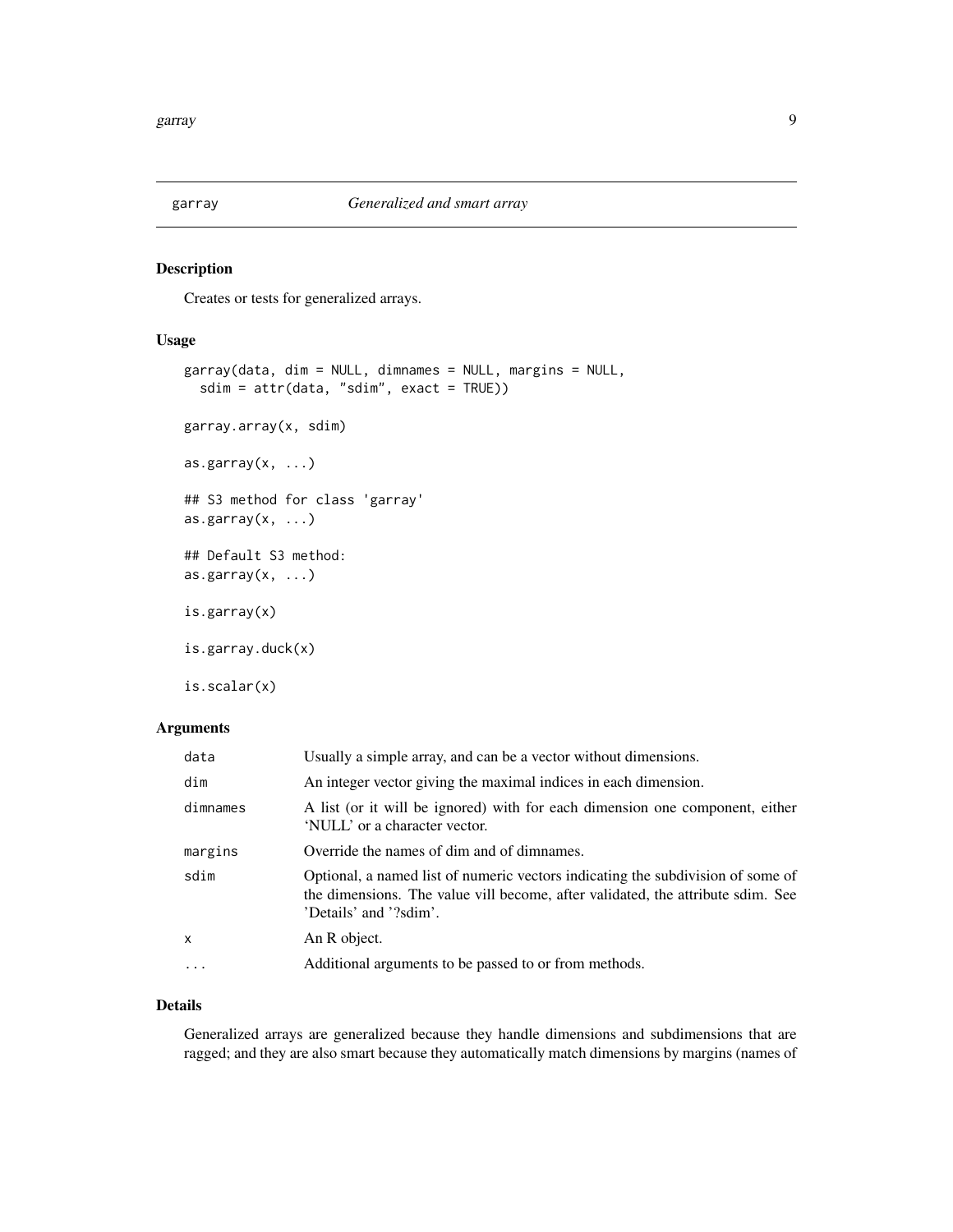## garray — *Generalized and smart array*

### Description

Creates or tests for generalized arrays.

### Usage

```
garray(data, dim = NULL, dimnames = NULL, margins = NULL,
  sdim = attr(data, "sdim", exact = TRUE))

garray.array(x, sdim)

as.garray(x, ...)

## S3 method for class 'garray'
as.garray(x, ...)

## Default S3 method:
as.garray(x, ...)

is.garray(x)

is.garray.duck(x)

is.scalar(x)
```

### Arguments

| | |
|---|---|
| `data` | Usually a simple array, and can be a vector without dimensions. |
| `dim` | An integer vector giving the maximal indices in each dimension. |
| `dimnames` | A list (or it will be ignored) with for each dimension one component, either 'NULL' or a character vector. |
| `margins` | Override the names of dim and of dimnames. |
| `sdim` | Optional, a named list of numeric vectors indicating the subdivision of some of the dimensions. The value vill become, after validated, the attribute sdim. See 'Details' and '?sdim'. |
| `x` | An R object. |
| `...` | Additional arguments to be passed to or from methods. |

### Details

Generalized arrays are generalized because they handle dimensions and subdimensions that are ragged; and they are also smart because they automatically match dimensions by margins (names of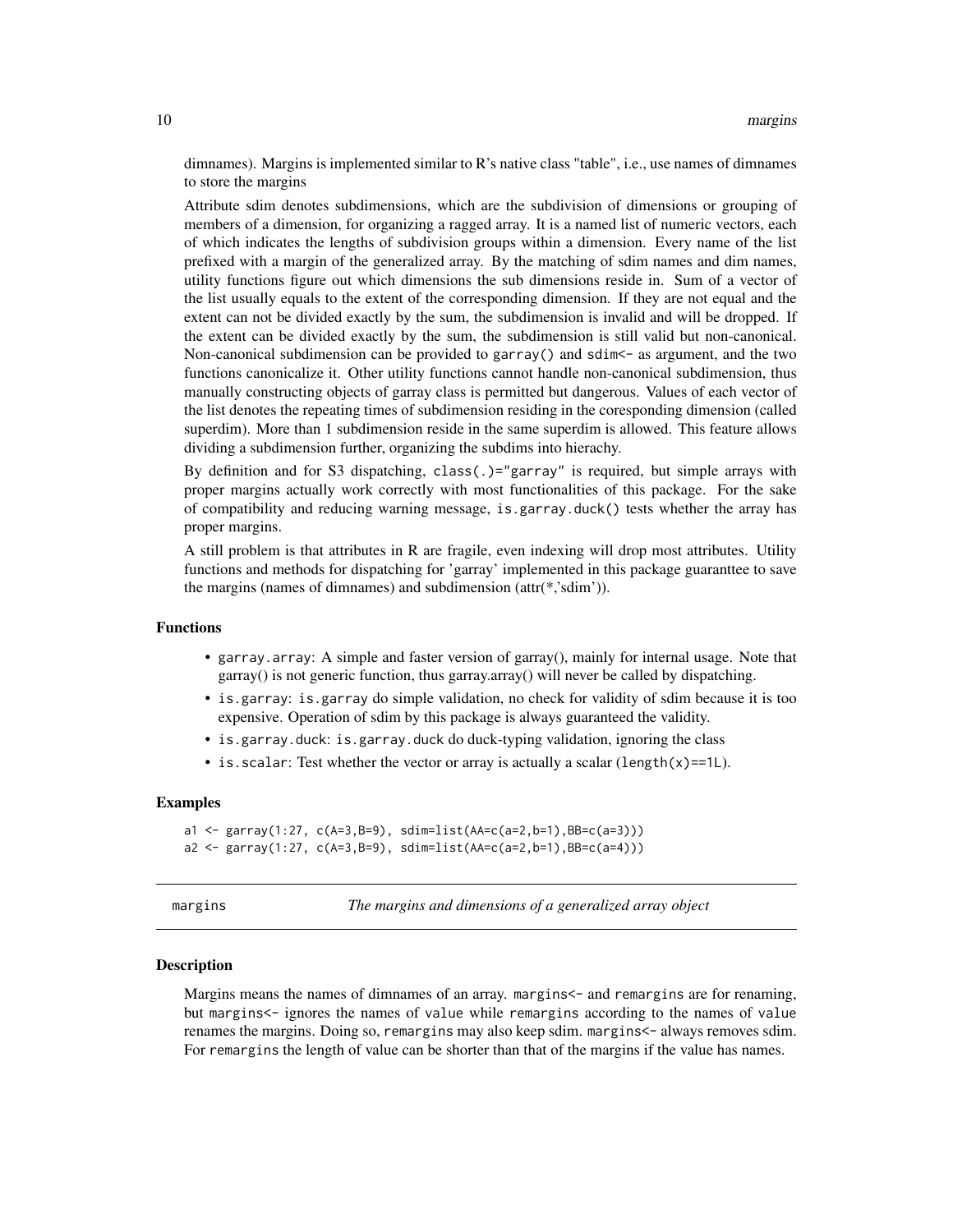dimnames). Margins is implemented similar to R's native class "table", i.e., use names of dimnames to store the margins

Attribute sdim denotes subdimensions, which are the subdivision of dimensions or grouping of members of a dimension, for organizing a ragged array. It is a named list of numeric vectors, each of which indicates the lengths of subdivision groups within a dimension. Every name of the list prefixed with a margin of the generalized array. By the matching of sdim names and dim names, utility functions figure out which dimensions the sub dimensions reside in. Sum of a vector of the list usually equals to the extent of the corresponding dimension. If they are not equal and the extent can not be divided exactly by the sum, the subdimension is invalid and will be dropped. If the extent can be divided exactly by the sum, the subdimension is still valid but non-canonical. Non-canonical subdimension can be provided to `garray()` and `sdim<-` as argument, and the two functions canonicalize it. Other utility functions cannot handle non-canonical subdimension, thus manually constructing objects of garray class is permitted but dangerous. Values of each vector of the list denotes the repeating times of subdimension residing in the coresponding dimension (called superdim). More than 1 subdimension reside in the same superdim is allowed. This feature allows dividing a subdimension further, organizing the subdims into hierachy.

By definition and for S3 dispatching, `class(.)="garray"` is required, but simple arrays with proper margins actually work correctly with most functionalities of this package. For the sake of compatibility and reducing warning message, `is.garray.duck()` tests whether the array has proper margins.

A still problem is that attributes in R are fragile, even indexing will drop most attributes. Utility functions and methods for dispatching for 'garray' implemented in this package guaranttee to save the margins (names of dimnames) and subdimension (attr(*,'sdim')).

### Functions

- `garray.array`: A simple and faster version of garray(), mainly for internal usage. Note that garray() is not generic function, thus garray.array() will never be called by dispatching.
- `is.garray`: `is.garray` do simple validation, no check for validity of sdim because it is too expensive. Operation of sdim by this package is always guaranteed the validity.
- `is.garray.duck`: `is.garray.duck` do duck-typing validation, ignoring the class
- `is.scalar`: Test whether the vector or array is actually a scalar (`length(x)==1L`).

### Examples

```
a1 <- garray(1:27, c(A=3,B=9), sdim=list(AA=c(a=2,b=1),BB=c(a=3)))
a2 <- garray(1:27, c(A=3,B=9), sdim=list(AA=c(a=2,b=1),BB=c(a=4)))
```

---

## margins — *The margins and dimensions of a generalized array object*

### Description

Margins means the names of dimnames of an array. `margins<-` and `remargins` are for renaming, but `margins<-` ignores the names of `value` while `remargins` according to the names of `value` renames the margins. Doing so, `remargins` may also keep sdim. `margins<-` always removes sdim. For `remargins` the length of value can be shorter than that of the margins if the value has names.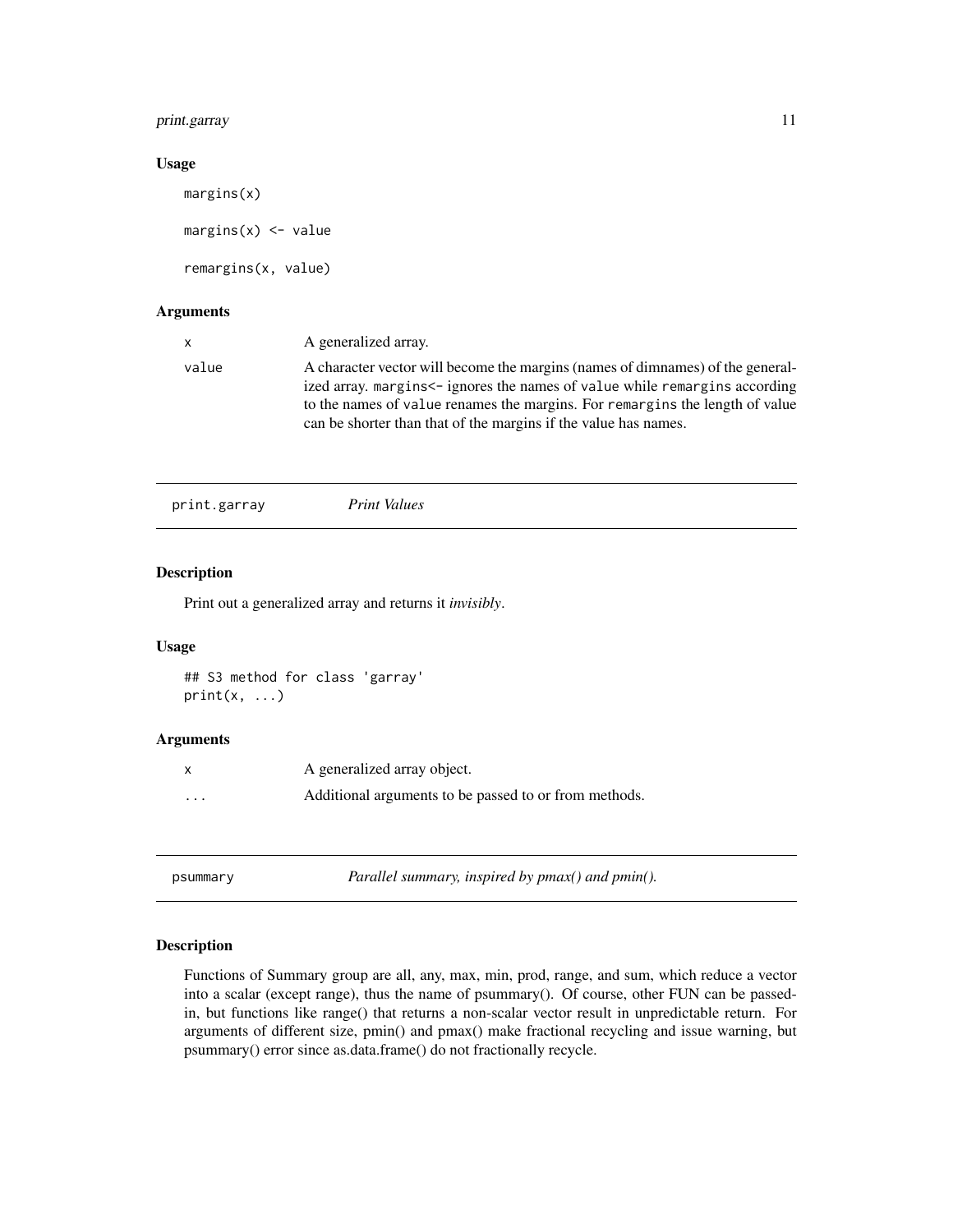### Usage

```
margins(x)

margins(x) <- value

remargins(x, value)
```

### Arguments

| | |
|---|---|
| x | A generalized array. |
| value | A character vector will become the margins (names of dimnames) of the generalized array. margins<- ignores the names of value while remargins according to the names of value renames the margins. For remargins the length of value can be shorter than that of the margins if the value has names. |

---

## print.garray — *Print Values*

### Description

Print out a generalized array and returns it *invisibly*.

### Usage

```
## S3 method for class 'garray'
print(x, ...)
```

### Arguments

| | |
|---|---|
| x | A generalized array object. |
| ... | Additional arguments to be passed to or from methods. |

---

## psummary — *Parallel summary, inspired by pmax() and pmin().*

### Description

Functions of Summary group are all, any, max, min, prod, range, and sum, which reduce a vector into a scalar (except range), thus the name of psummary(). Of course, other FUN can be passed-in, but functions like range() that returns a non-scalar vector result in unpredictable return. For arguments of different size, pmin() and pmax() make fractional recycling and issue warning, but psummary() error since as.data.frame() do not fractionally recycle.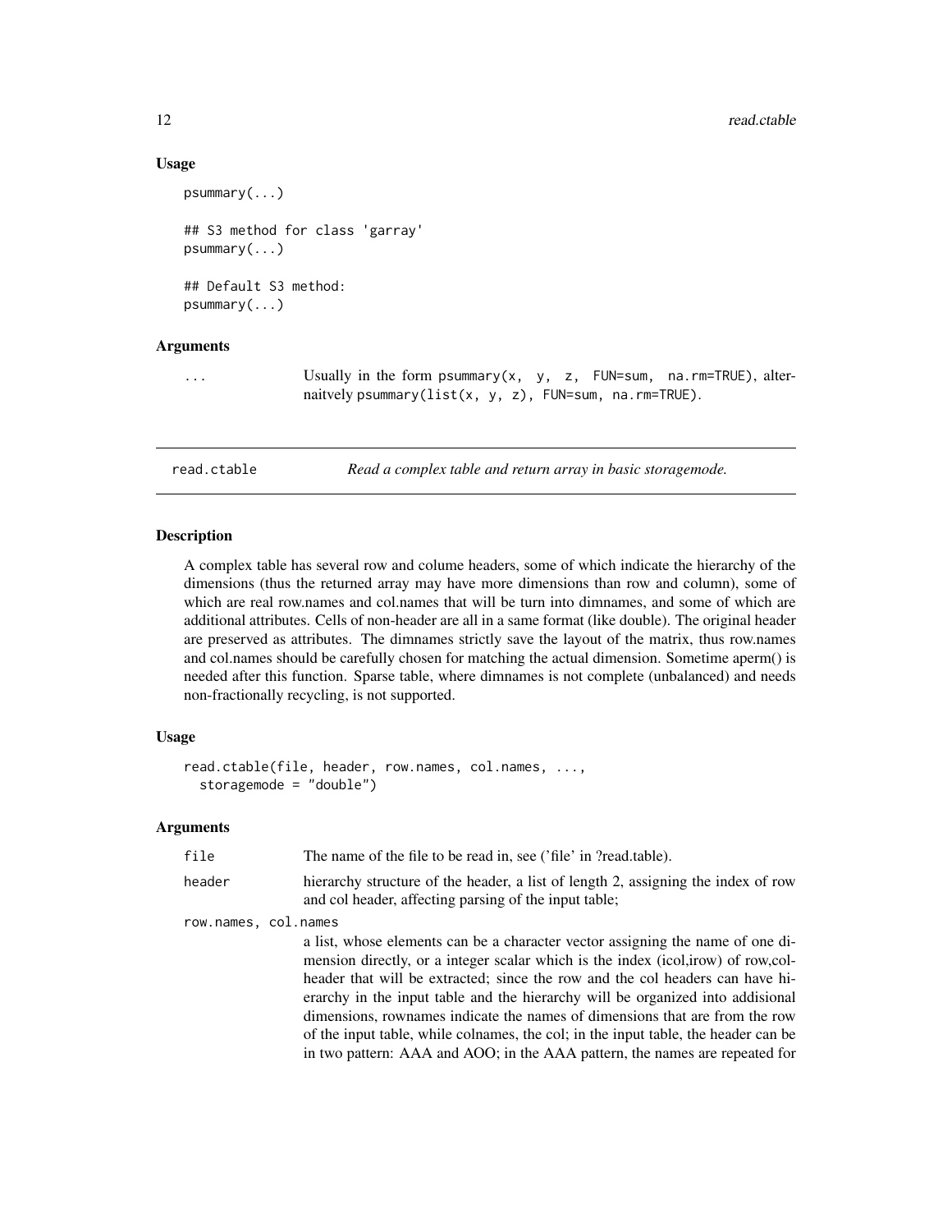### Usage

```
psummary(...)

## S3 method for class 'garray'
psummary(...)

## Default S3 method:
psummary(...)
```

### Arguments

| | |
|---|---|
| ... | Usually in the form psummary(x, y, z, FUN=sum, na.rm=TRUE), alternaitvely psummary(list(x, y, z), FUN=sum, na.rm=TRUE). |

---

## read.ctable — *Read a complex table and return array in basic storagemode.*

---

### Description

A complex table has several row and colume headers, some of which indicate the hierarchy of the dimensions (thus the returned array may have more dimensions than row and column), some of which are real row.names and col.names that will be turn into dimnames, and some of which are additional attributes. Cells of non-header are all in a same format (like double). The original header are preserved as attributes. The dimnames strictly save the layout of the matrix, thus row.names and col.names should be carefully chosen for matching the actual dimension. Sometime aperm() is needed after this function. Sparse table, where dimnames is not complete (unbalanced) and needs non-fractionally recycling, is not supported.

### Usage

```
read.ctable(file, header, row.names, col.names, ...,
  storagemode = "double")
```

### Arguments

| | |
|---|---|
| file | The name of the file to be read in, see ('file' in ?read.table). |
| header | hierarchy structure of the header, a list of length 2, assigning the index of row and col header, affecting parsing of the input table; |
| row.names, col.names | a list, whose elements can be a character vector assigning the name of one dimension directly, or a integer scalar which is the index (icol,irow) of row,col-header that will be extracted; since the row and the col headers can have hierarchy in the input table and the hierarchy will be organized into addisional dimensions, rownames indicate the names of dimensions that are from the row of the input table, while colnames, the col; in the input table, the header can be in two pattern: AAA and AOO; in the AAA pattern, the names are repeated for |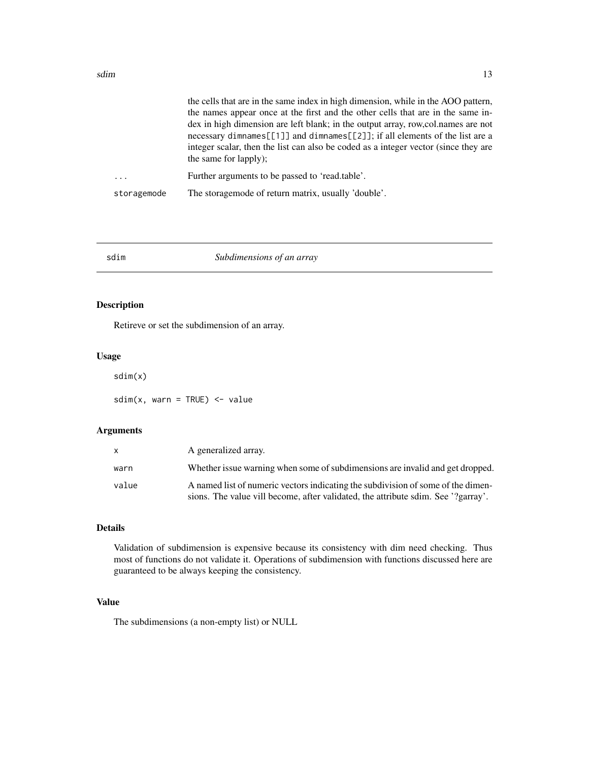| | |
|---|---|
| | the cells that are in the same index in high dimension, while in the AOO pattern, the names appear once at the first and the other cells that are in the same index in high dimension are left blank; in the output array, row,col.names are not necessary dimnames[[1]] and dimnames[[2]]; if all elements of the list are a integer scalar, then the list can also be coded as a integer vector (since they are the same for lapply); |
| ... | Further arguments to be passed to 'read.table'. |
| storagemode | The storagemode of return matrix, usually 'double'. |

---

## sdim — *Subdimensions of an array*

### Description

Retireve or set the subdimension of an array.

### Usage

```
sdim(x)

sdim(x, warn = TRUE) <- value
```

### Arguments

| | |
|---|---|
| x | A generalized array. |
| warn | Whether issue warning when some of subdimensions are invalid and get dropped. |
| value | A named list of numeric vectors indicating the subdivision of some of the dimensions. The value vill become, after validated, the attribute sdim. See '?garray'. |

### Details

Validation of subdimension is expensive because its consistency with dim need checking. Thus most of functions do not validate it. Operations of subdimension with functions discussed here are guaranteed to be always keeping the consistency.

### Value

The subdimensions (a non-empty list) or NULL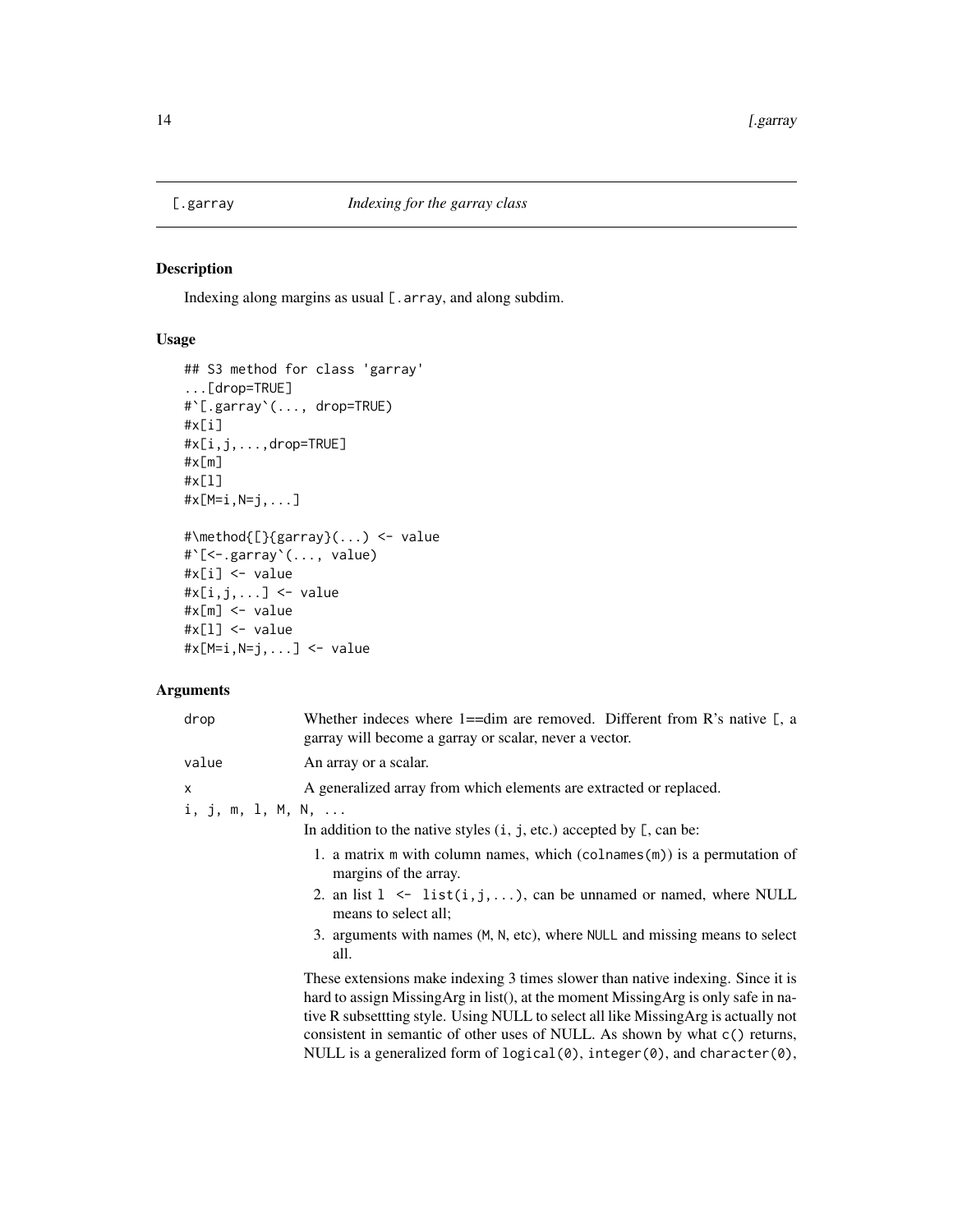# [.garray — *Indexing for the garray class*

## Description

Indexing along margins as usual `[.array`, and along subdim.

## Usage

```
## S3 method for class 'garray'
...[drop=TRUE]
#`[.garray`(..., drop=TRUE)
#x[i]
#x[i,j,...,drop=TRUE]
#x[m]
#x[l]
#x[M=i,N=j,...]

#\method{[}{garray}(...) <- value
#`[<-.garray`(..., value)
#x[i] <- value
#x[i,j,...] <- value
#x[m] <- value
#x[l] <- value
#x[M=i,N=j,...] <- value
```

## Arguments

`drop` Whether indeces where 1==dim are removed. Different from R's native `[`, a garray will become a garray or scalar, never a vector.

`value` An array or a scalar.

`x` A generalized array from which elements are extracted or replaced.

`i, j, m, l, M, N, ...` In addition to the native styles (`i`, `j`, etc.) accepted by `[`, can be:

1. a matrix `m` with column names, which (`colnames(m)`) is a permutation of margins of the array.
2. an list `l <- list(i,j,...)`, can be unnamed or named, where NULL means to select all;
3. arguments with names (`M`, `N`, etc), where `NULL` and missing means to select all.

These extensions make indexing 3 times slower than native indexing. Since it is hard to assign MissingArg in list(), at the moment MissingArg is only safe in native R subsettting style. Using NULL to select all like MissingArg is actually not consistent in semantic of other uses of NULL. As shown by what `c()` returns, NULL is a generalized form of `logical(0)`, `integer(0)`, and `character(0)`,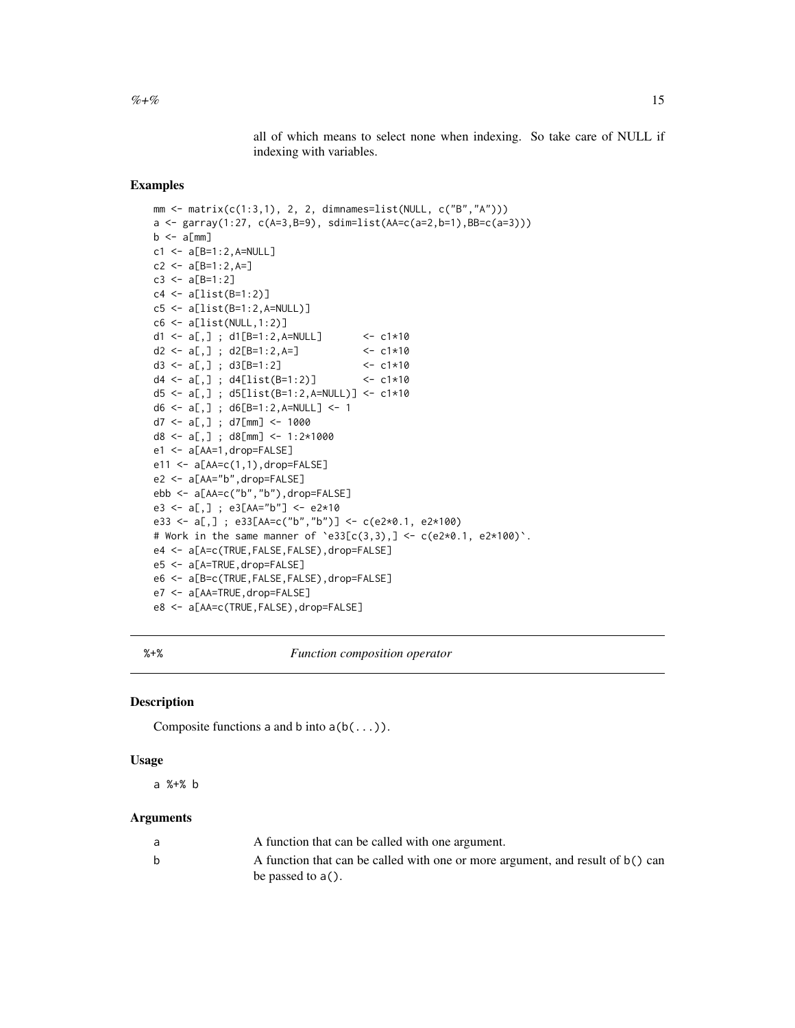all of which means to select none when indexing. So take care of NULL if indexing with variables.

## Examples

```
mm <- matrix(c(1:3,1), 2, 2, dimnames=list(NULL, c("B","A")))
a <- garray(1:27, c(A=3,B=9), sdim=list(AA=c(a=2,b=1),BB=c(a=3)))
b <- a[mm]
c1 <- a[B=1:2,A=NULL]
c2 <- a[B=1:2,A=]
c3 <- a[B=1:2]
c4 <- a[list(B=1:2)]
c5 <- a[list(B=1:2,A=NULL)]
c6 <- a[list(NULL,1:2)]
d1 <- a[,] ; d1[B=1:2,A=NULL]       <- c1*10
d2 <- a[,] ; d2[B=1:2,A=]           <- c1*10
d3 <- a[,] ; d3[B=1:2]              <- c1*10
d4 <- a[,] ; d4[list(B=1:2)]        <- c1*10
d5 <- a[,] ; d5[list(B=1:2,A=NULL)] <- c1*10
d6 <- a[,] ; d6[B=1:2,A=NULL] <- 1
d7 <- a[,] ; d7[mm] <- 1000
d8 <- a[,] ; d8[mm] <- 1:2*1000
e1 <- a[AA=1,drop=FALSE]
e11 <- a[AA=c(1,1),drop=FALSE]
e2 <- a[AA="b",drop=FALSE]
ebb <- a[AA=c("b","b"),drop=FALSE]
e3 <- a[,] ; e3[AA="b"] <- e2*10
e33 <- a[,] ; e33[AA=c("b","b")] <- c(e2*0.1, e2*100)
# Work in the same manner of `e33[c(3,3),] <- c(e2*0.1, e2*100)`.
e4 <- a[A=c(TRUE,FALSE,FALSE),drop=FALSE]
e5 <- a[A=TRUE,drop=FALSE]
e6 <- a[B=c(TRUE,FALSE,FALSE),drop=FALSE]
e7 <- a[AA=TRUE,drop=FALSE]
e8 <- a[AA=c(TRUE,FALSE),drop=FALSE]
```

---

# %+% — *Function composition operator*

## Description

Composite functions `a` and `b` into `a(b(...))`.

## Usage

```
a %+% b
```

## Arguments

| | |
|---|---|
| a | A function that can be called with one argument. |
| b | A function that can be called with one or more argument, and result of `b()` can be passed to `a()`. |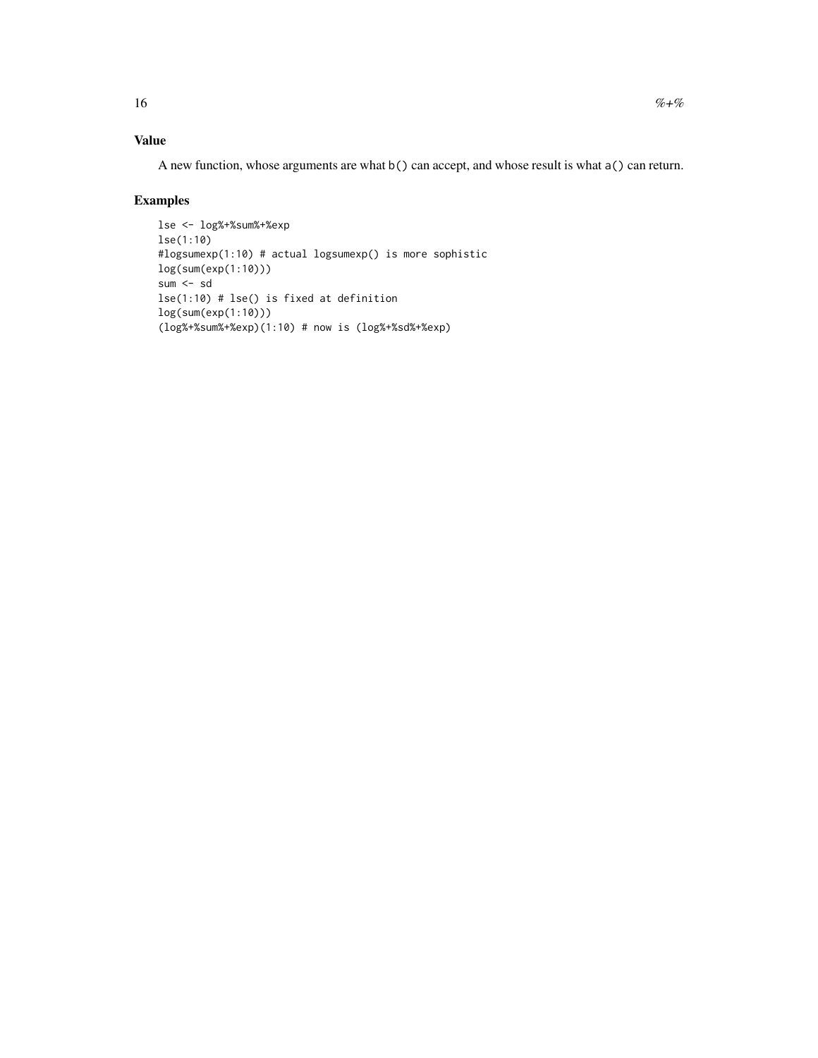## Value

A new function, whose arguments are what `b()` can accept, and whose result is what `a()` can return.

## Examples

```
lse <- log%+%sum%+%exp
lse(1:10)
#logsumexp(1:10) # actual logsumexp() is more sophistic
log(sum(exp(1:10)))
sum <- sd
lse(1:10) # lse() is fixed at definition
log(sum(exp(1:10)))
(log%+%sum%+%exp)(1:10) # now is (log%+%sd%+%exp)
```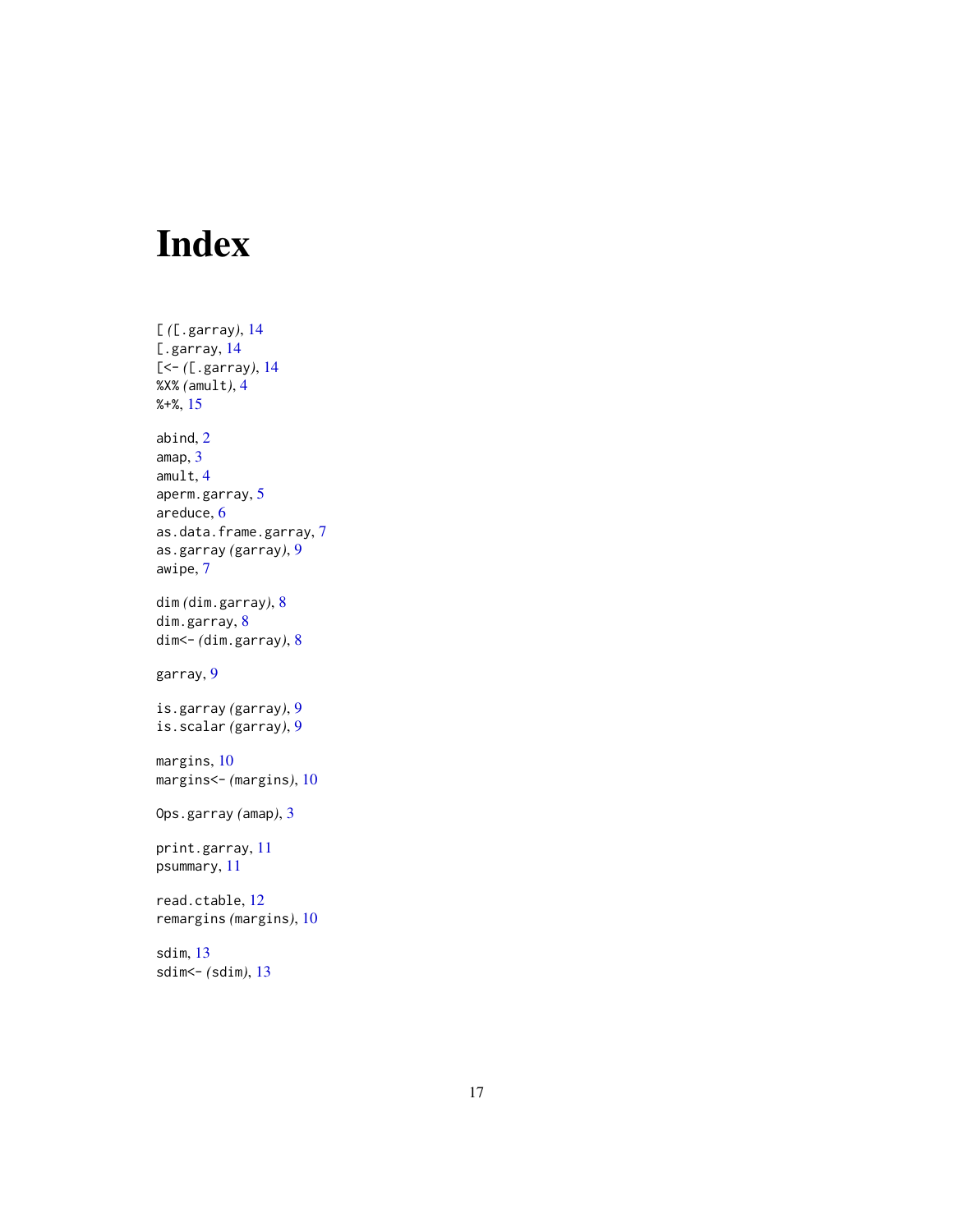# Index

[ ([.garray), 14
[.garray, 14
[<- ([.garray), 14
%X% (amult), 4
%+%, 15

abind, 2
amap, 3
amult, 4
aperm.garray, 5
areduce, 6
as.data.frame.garray, 7
as.garray (garray), 9
awipe, 7

dim (dim.garray), 8
dim.garray, 8
dim<- (dim.garray), 8

garray, 9

is.garray (garray), 9
is.scalar (garray), 9

margins, 10
margins<- (margins), 10

Ops.garray (amap), 3

print.garray, 11
psummary, 11

read.ctable, 12
remargins (margins), 10

sdim, 13
sdim<- (sdim), 13